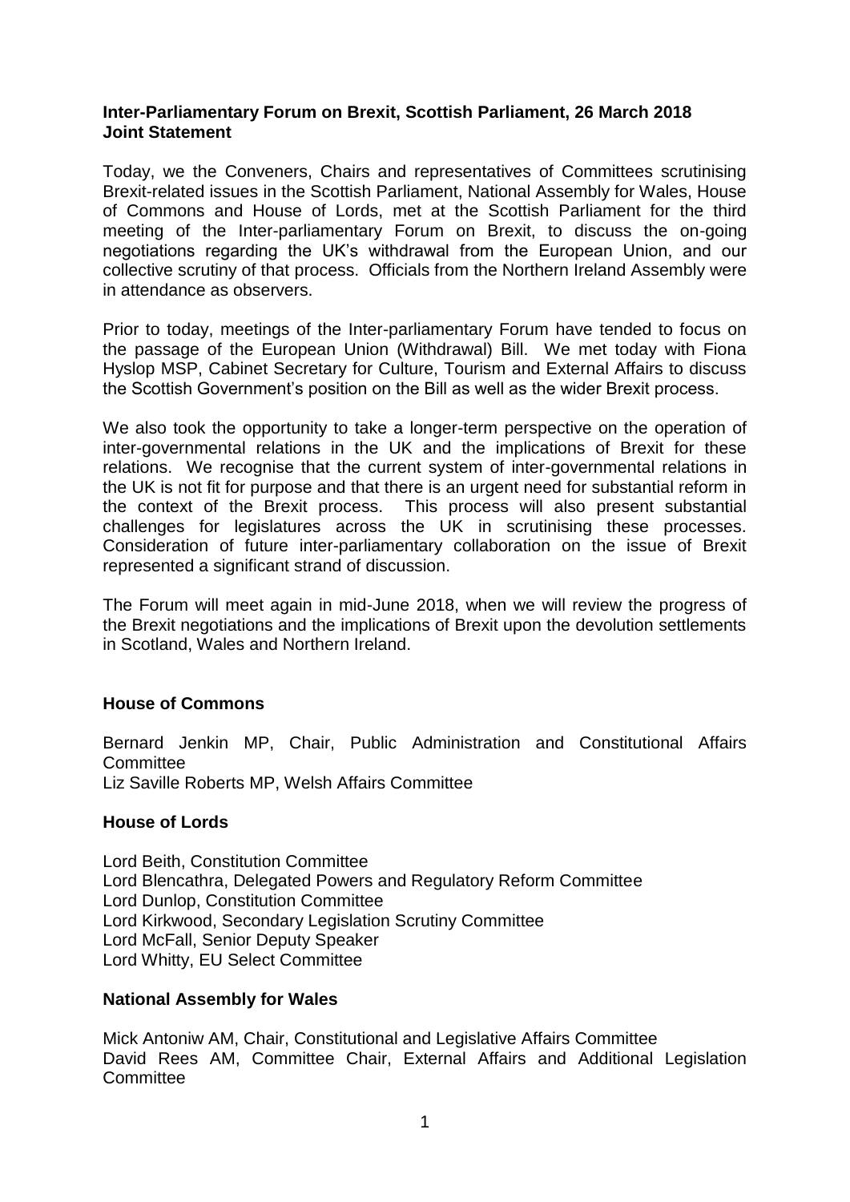**Inter-Parliamentary Forum on Brexit, Scottish Parliament, 26 March 2018**
**Joint Statement**

Today, we the Conveners, Chairs and representatives of Committees scrutinising Brexit-related issues in the Scottish Parliament, National Assembly for Wales, House of Commons and House of Lords, met at the Scottish Parliament for the third meeting of the Inter-parliamentary Forum on Brexit, to discuss the on-going negotiations regarding the UK's withdrawal from the European Union, and our collective scrutiny of that process. Officials from the Northern Ireland Assembly were in attendance as observers.

Prior to today, meetings of the Inter-parliamentary Forum have tended to focus on the passage of the European Union (Withdrawal) Bill. We met today with Fiona Hyslop MSP, Cabinet Secretary for Culture, Tourism and External Affairs to discuss the Scottish Government's position on the Bill as well as the wider Brexit process.

We also took the opportunity to take a longer-term perspective on the operation of inter-governmental relations in the UK and the implications of Brexit for these relations. We recognise that the current system of inter-governmental relations in the UK is not fit for purpose and that there is an urgent need for substantial reform in the context of the Brexit process. This process will also present substantial challenges for legislatures across the UK in scrutinising these processes. Consideration of future inter-parliamentary collaboration on the issue of Brexit represented a significant strand of discussion.

The Forum will meet again in mid-June 2018, when we will review the progress of the Brexit negotiations and the implications of Brexit upon the devolution settlements in Scotland, Wales and Northern Ireland.

**House of Commons**

Bernard Jenkin MP, Chair, Public Administration and Constitutional Affairs Committee
Liz Saville Roberts MP, Welsh Affairs Committee

**House of Lords**

Lord Beith, Constitution Committee
Lord Blencathra, Delegated Powers and Regulatory Reform Committee
Lord Dunlop, Constitution Committee
Lord Kirkwood, Secondary Legislation Scrutiny Committee
Lord McFall, Senior Deputy Speaker
Lord Whitty, EU Select Committee

**National Assembly for Wales**

Mick Antoniw AM, Chair, Constitutional and Legislative Affairs Committee
David Rees AM, Committee Chair, External Affairs and Additional Legislation Committee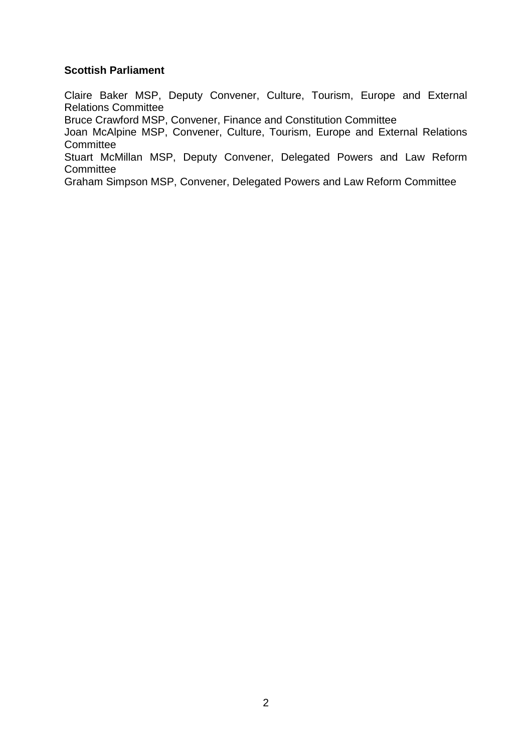**Scottish Parliament**

Claire Baker MSP, Deputy Convener, Culture, Tourism, Europe and External Relations Committee
Bruce Crawford MSP, Convener, Finance and Constitution Committee
Joan McAlpine MSP, Convener, Culture, Tourism, Europe and External Relations Committee
Stuart McMillan MSP, Deputy Convener, Delegated Powers and Law Reform Committee
Graham Simpson MSP, Convener, Delegated Powers and Law Reform Committee